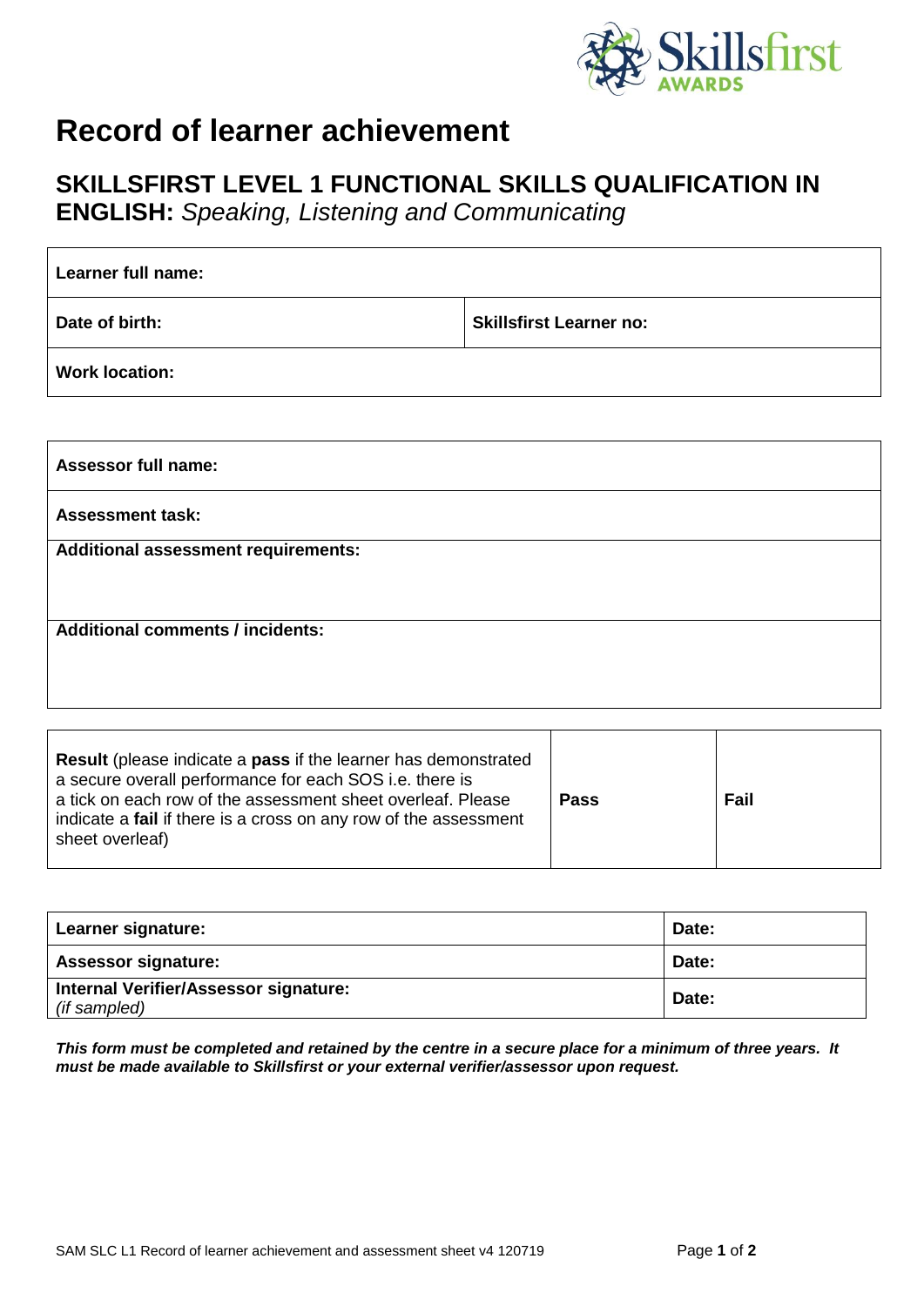# Record of learner achievement

## SKILLSFIRST LEVEL 1 FUNCTIONAL SKILLS QUALIFICATION IN ENGLISH: *Speaking, Listening and Communicating*

| **Learner full name:** | |
|---|---|
| **Date of birth:** | **Skillsfirst Learner no:** |
| **Work location:** | |

| **Assessor full name:** |
|---|
| **Assessment task:** |
| **Additional assessment requirements:** |
| **Additional comments / incidents:** |

| **Result** (please indicate a **pass** if the learner has demonstrated a secure overall performance for each SOS i.e. there is a tick on each row of the assessment sheet overleaf. Please indicate a **fail** if there is a cross on any row of the assessment sheet overleaf) | **Pass** | **Fail** |
|---|---|---|

| **Learner signature:** | **Date:** |
|---|---|
| **Assessor signature:** | **Date:** |
| **Internal Verifier/Assessor signature:** *(if sampled)* | **Date:** |

***This form must be completed and retained by the centre in a secure place for a minimum of three years. It must be made available to Skillsfirst or your external verifier/assessor upon request.***

SAM SLC L1 Record of learner achievement and assessment sheet v4 120719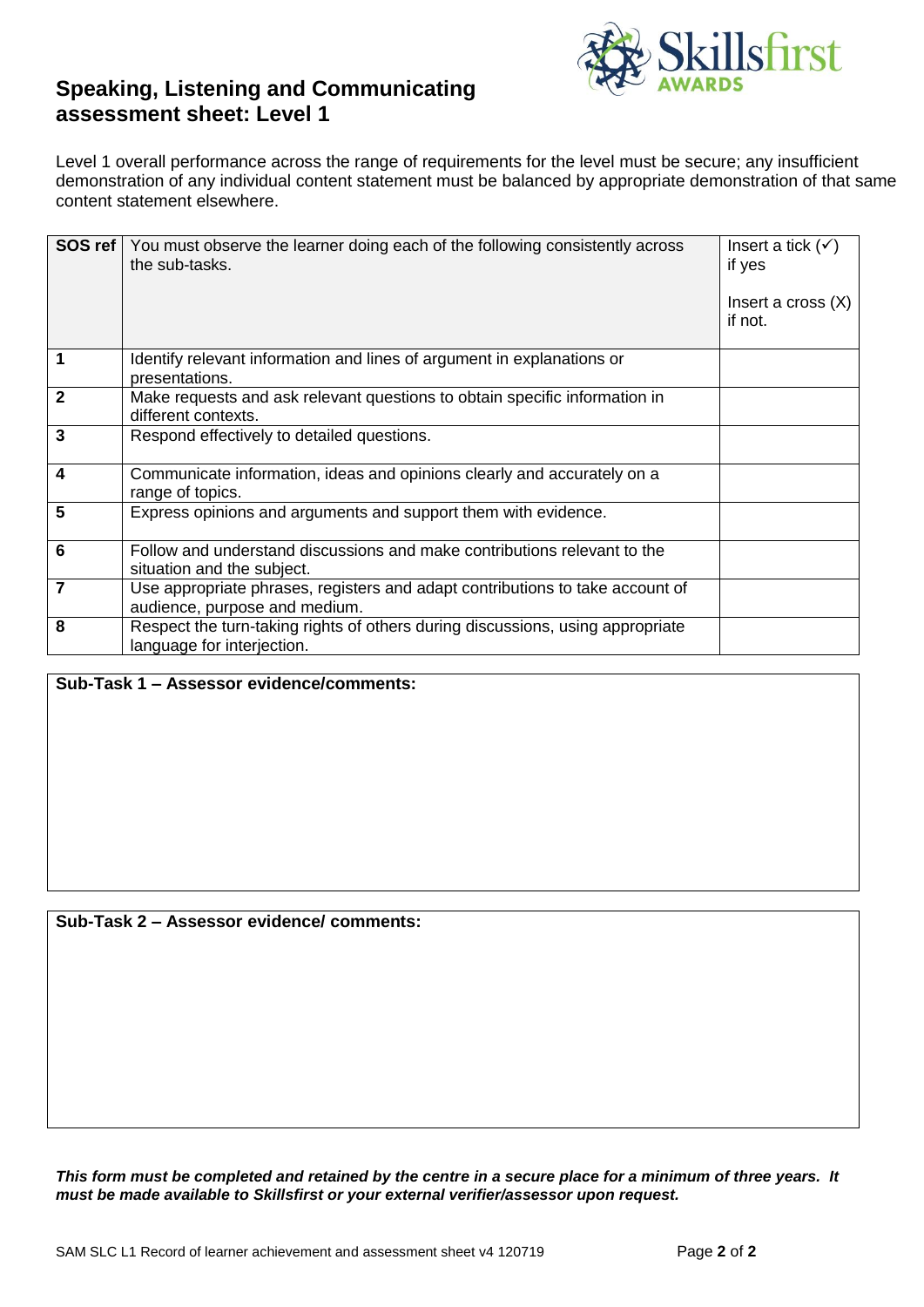## Speaking, Listening and Communicating assessment sheet: Level 1

Level 1 overall performance across the range of requirements for the level must be secure; any insufficient demonstration of any individual content statement must be balanced by appropriate demonstration of that same content statement elsewhere.

| SOS ref | You must observe the learner doing each of the following consistently across the sub-tasks. | Insert a tick (✓) if yes<br><br>Insert a cross (X) if not. |
|---|---|---|
| 1 | Identify relevant information and lines of argument in explanations or presentations. | |
| 2 | Make requests and ask relevant questions to obtain specific information in different contexts. | |
| 3 | Respond effectively to detailed questions. | |
| 4 | Communicate information, ideas and opinions clearly and accurately on a range of topics. | |
| 5 | Express opinions and arguments and support them with evidence. | |
| 6 | Follow and understand discussions and make contributions relevant to the situation and the subject. | |
| 7 | Use appropriate phrases, registers and adapt contributions to take account of audience, purpose and medium. | |
| 8 | Respect the turn-taking rights of others during discussions, using appropriate language for interjection. | |

**Sub-Task 1 – Assessor evidence/comments:**

**Sub-Task 2 – Assessor evidence/ comments:**

***This form must be completed and retained by the centre in a secure place for a minimum of three years. It must be made available to Skillsfirst or your external verifier/assessor upon request.***

SAM SLC L1 Record of learner achievement and assessment sheet v4 120719